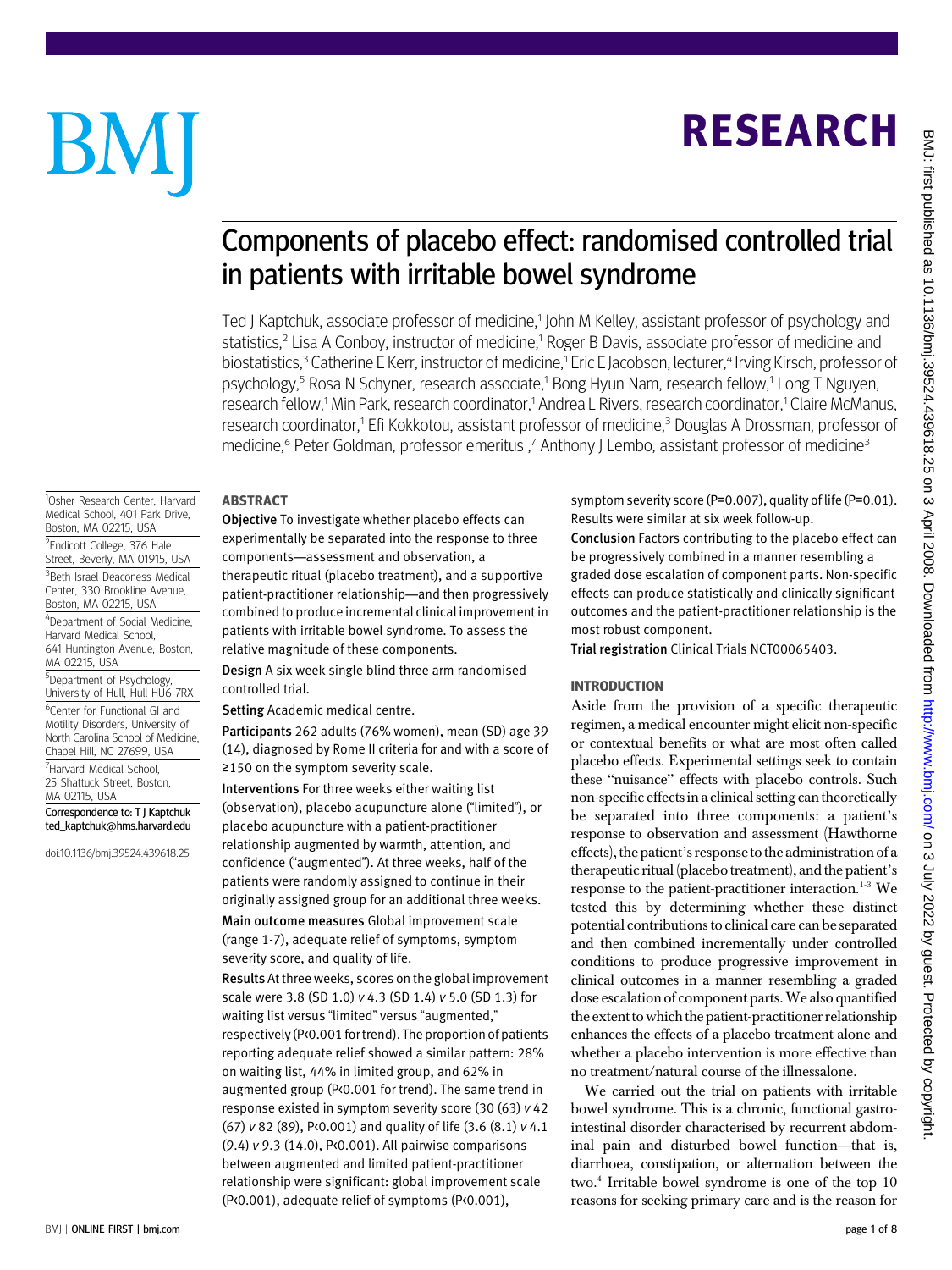# Components of placebo effect: randomised controlled trial in patients with irritable bowel syndrome

Ted J Kaptchuk, associate professor of medicine,[1] John M Kelley, assistant professor of psychology and statistics,[2] Lisa A Conboy, instructor of medicine,[1] Roger B Davis, associate professor of medicine and biostatistics,[3] Catherine E Kerr, instructor of medicine,[1] Eric E Jacobson, lecturer,[4] Irving Kirsch, professor of psychology,[5] Rosa N Schyner, research associate,[1] Bong Hyun Nam, research fellow,[1] Long T Nguyen, research fellow,[1] Min Park, research coordinator,[1] Andrea L Rivers, research coordinator,[1] Claire McManus, research coordinator,[1] Efi Kokkotou, assistant professor of medicine,[3] Douglas A Drossman, professor of medicine,[6] Peter Goldman, professor emeritus ,[7] Anthony J Lembo, assistant professor of medicine[3]

[1]Osher Research Center, Harvard Medical School, 401 Park Drive, Boston, MA 02215, USA

[2]Endicott College, 376 Hale Street, Beverly, MA 01915, USA

[3]Beth Israel Deaconess Medical Center, 330 Brookline Avenue, Boston, MA 02215, USA

[4]Department of Social Medicine, Harvard Medical School, 641 Huntington Avenue, Boston, MA 02215, USA

[5]Department of Psychology, University of Hull, Hull HU6 7RX

[6]Center for Functional GI and Motility Disorders, University of North Carolina School of Medicine, Chapel Hill, NC 27699, USA

[7]Harvard Medical School, 25 Shattuck Street, Boston, MA 02115, USA

Correspondence to: T J Kaptchuk ted_kaptchuk@hms.harvard.edu

doi:10.1136/bmj.39524.439618.25

## ABSTRACT

**Objective** To investigate whether placebo effects can experimentally be separated into the response to three components—assessment and observation, a therapeutic ritual (placebo treatment), and a supportive patient-practitioner relationship—and then progressively combined to produce incremental clinical improvement in patients with irritable bowel syndrome. To assess the relative magnitude of these components.

**Design** A six week single blind three arm randomised controlled trial.

**Setting** Academic medical centre.

**Participants** 262 adults (76% women), mean (SD) age 39 (14), diagnosed by Rome II criteria for and with a score of ≥150 on the symptom severity scale.

**Interventions** For three weeks either waiting list (observation), placebo acupuncture alone ("limited"), or placebo acupuncture with a patient-practitioner relationship augmented by warmth, attention, and confidence ("augmented"). At three weeks, half of the patients were randomly assigned to continue in their originally assigned group for an additional three weeks.

**Main outcome measures** Global improvement scale (range 1-7), adequate relief of symptoms, symptom severity score, and quality of life.

**Results** At three weeks, scores on the global improvement scale were 3.8 (SD 1.0) *v* 4.3 (SD 1.4) *v* 5.0 (SD 1.3) for waiting list versus "limited" versus "augmented," respectively ($P<0.001$ for trend). The proportion of patients reporting adequate relief showed a similar pattern: 28% on waiting list, 44% in limited group, and 62% in augmented group ($P<0.001$ for trend). The same trend in response existed in symptom severity score (30 (63) *v* 42 (67) *v* 82 (89), $P<0.001$) and quality of life (3.6 (8.1) *v* 4.1 (9.4) *v* 9.3 (14.0), $P<0.001$). All pairwise comparisons between augmented and limited patient-practitioner relationship were significant: global improvement scale ($P<0.001$), adequate relief of symptoms ($P<0.001$), symptom severity score ($P=0.007$), quality of life ($P=0.01$). Results were similar at six week follow-up.

**Conclusion** Factors contributing to the placebo effect can be progressively combined in a manner resembling a graded dose escalation of component parts. Non-specific effects can produce statistically and clinically significant outcomes and the patient-practitioner relationship is the most robust component.

**Trial registration** Clinical Trials NCT00065403.

## INTRODUCTION

Aside from the provision of a specific therapeutic regimen, a medical encounter might elicit non-specific or contextual benefits or what are most often called placebo effects. Experimental settings seek to contain these "nuisance" effects with placebo controls. Such non-specific effects in a clinical setting can theoretically be separated into three components: a patient's response to observation and assessment (Hawthorne effects), the patient's response to the administration of a therapeutic ritual (placebo treatment), and the patient's response to the patient-practitioner interaction.[1-3] We tested this by determining whether these distinct potential contributions to clinical care can be separated and then combined incrementally under controlled conditions to produce progressive improvement in clinical outcomes in a manner resembling a graded dose escalation of component parts. We also quantified the extent to which the patient-practitioner relationship enhances the effects of a placebo treatment alone and whether a placebo intervention is more effective than no treatment/natural course of the illnessalone.

We carried out the trial on patients with irritable bowel syndrome. This is a chronic, functional gastrointestinal disorder characterised by recurrent abdominal pain and disturbed bowel function—that is, diarrhoea, constipation, or alternation between the two.[4] Irritable bowel syndrome is one of the top 10 reasons for seeking primary care and is the reason for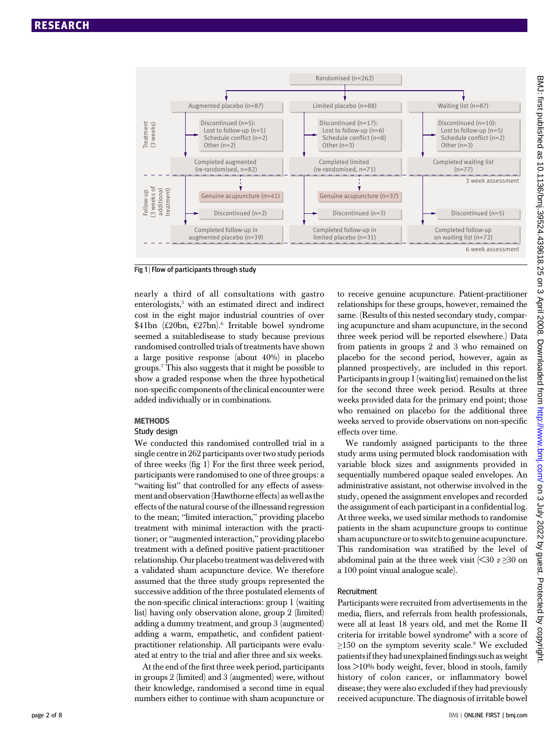Randomised (n=262)

| Augmented placebo (n=87) | Limited placebo (n=88) | Waiting list (n=87) |
|---|---|---|
| Discontinued (n=5): Lost to follow-up (n=1) Schedule conflict (n=2) Other (n=2) | Discontinued (n=17): Lost to follow-up (n=6) Schedule conflict (n=8) Other (n=3) | Discontinued (n=10): Lost to follow-up (n=5) Schedule conflict (n=2) Other (n=3) |
| Completed augmented (re-randomised, n=82) | Completed limited (re-randomised, n=71) | Completed waiting list (n=77) |
| | | 3 week assessment |
| Genuine acupuncture (n=41) | Genuine acupuncture (n=37) | |
| Discontinued (n=2) | Discontinued (n=3) | Discontinued (n=5) |
| Completed follow-up in augmented placebo (n=39) | Completed follow-up in limited placebo (n=31) | Completed follow-up on waiting list (n=72) |
| | | 6 week assessment |

Treatment (3 weeks); Follow-up (3 weeks of additional treatment)

**Fig 1** | Flow of participants through study

nearly a third of all consultations with gastro enterologists,[5] with an estimated direct and indirect cost in the eight major industrial countries of over \$41bn (£20bn, €27bn).[6] Irritable bowel syndrome seemed a suitabledisease to study because previous randomised controlled trials of treatments have shown a large positive response (about 40%) in placebo groups.[7] This also suggests that it might be possible to show a graded response when the three hypothetical non-specific components of the clinical encounter were added individually or in combinations.

## METHODS

### Study design

We conducted this randomised controlled trial in a single centre in 262 participants over two study periods of three weeks (fig 1) For the first three week period, participants were randomised to one of three groups: a "waiting list" that controlled for any effects of assessment and observation (Hawthorne effects) as well as the effects of the natural course of the illnessand regression to the mean; "limited interaction," providing placebo treatment with minimal interaction with the practitioner; or "augmented interaction," providing placebo treatment with a defined positive patient-practitioner relationship. Our placebo treatment was delivered with a validated sham acupuncture device. We therefore assumed that the three study groups represented the successive addition of the three postulated elements of the non-specific clinical interactions: group 1 (waiting list) having only observation alone, group 2 (limited) adding a dummy treatment, and group 3 (augmented) adding a warm, empathetic, and confident patient-practitioner relationship. All participants were evaluated at entry to the trial and after three and six weeks.

At the end of the first three week period, participants in groups 2 (limited) and 3 (augmented) were, without their knowledge, randomised a second time in equal numbers either to continue with sham acupuncture or to receive genuine acupuncture. Patient-practitioner relationships for these groups, however, remained the same. (Results of this nested secondary study, comparing acupuncture and sham acupuncture, in the second three week period will be reported elsewhere.) Data from patients in groups 2 and 3 who remained on placebo for the second period, however, again as planned prospectively, are included in this report. Participants in group 1 (waiting list) remained on the list for the second three week period. Results at three weeks provided data for the primary end point; those who remained on placebo for the additional three weeks served to provide observations on non-specific effects over time.

We randomly assigned participants to the three study arms using permuted block randomisation with variable block sizes and assignments provided in sequentially numbered opaque sealed envelopes. An administrative assistant, not otherwise involved in the study, opened the assignment envelopes and recorded the assignment of each participant in a confidential log. At three weeks, we used similar methods to randomise patients in the sham acupuncture groups to continue sham acupuncture or to switch to genuine acupuncture. This randomisation was stratified by the level of abdominal pain at the three week visit (<30 *v* ≥30 on a 100 point visual analogue scale).

### Recruitment

Participants were recruited from advertisements in the media, fliers, and referrals from health professionals, were all at least 18 years old, and met the Rome II criteria for irritable bowel syndrome[8] with a score of ≥150 on the symptom severity scale.[9] We excluded patients if they had unexplained findings such as weight loss >10% body weight, fever, blood in stools, family history of colon cancer, or inflammatory bowel disease; they were also excluded if they had previously received acupuncture. The diagnosis of irritable bowel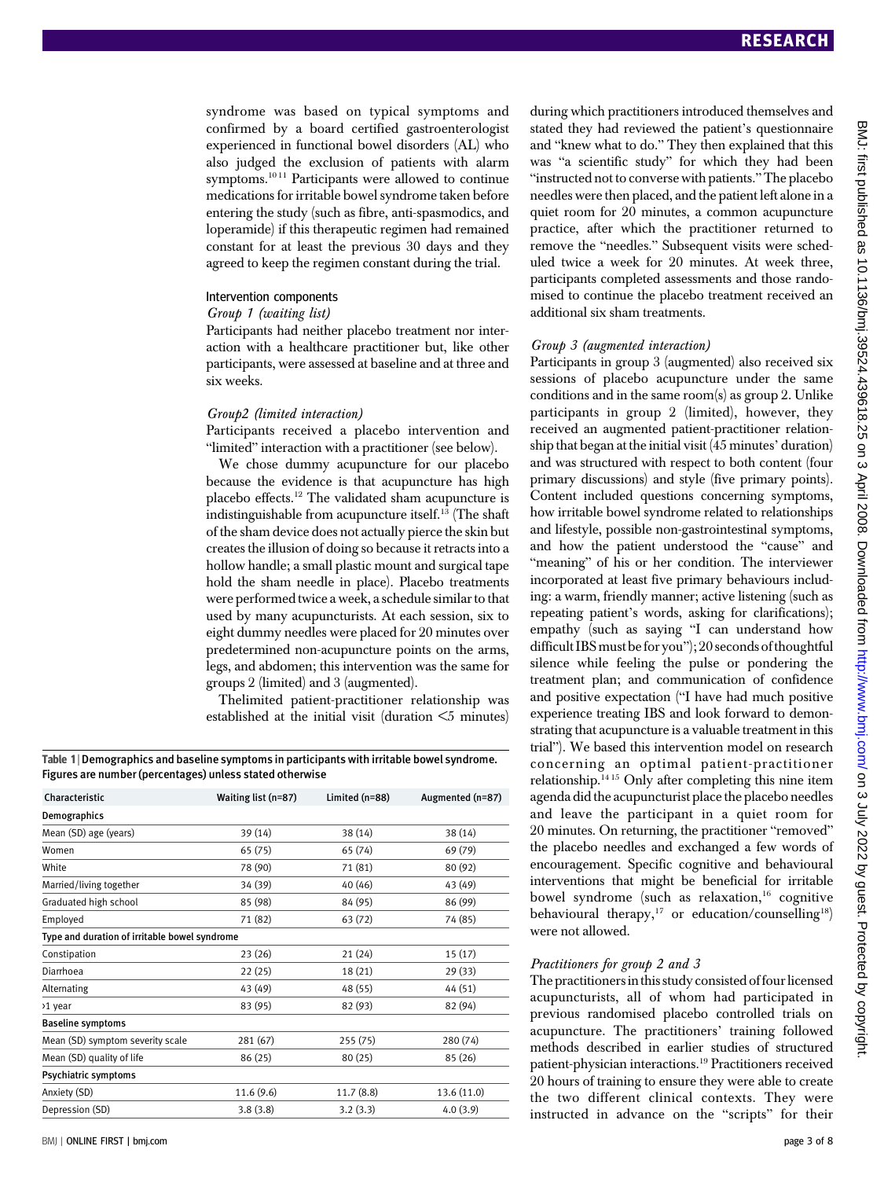syndrome was based on typical symptoms and confirmed by a board certified gastroenterologist experienced in functional bowel disorders (AL) who also judged the exclusion of patients with alarm symptoms.[10,11] Participants were allowed to continue medications for irritable bowel syndrome taken before entering the study (such as fibre, anti-spasmodics, and loperamide) if this therapeutic regimen had remained constant for at least the previous 30 days and they agreed to keep the regimen constant during the trial.

### Intervention components

#### *Group 1 (waiting list)*

Participants had neither placebo treatment nor interaction with a healthcare practitioner but, like other participants, were assessed at baseline and at three and six weeks.

#### *Group2 (limited interaction)*

Participants received a placebo intervention and "limited" interaction with a practitioner (see below).

We chose dummy acupuncture for our placebo because the evidence is that acupuncture has high placebo effects.[12] The validated sham acupuncture is indistinguishable from acupuncture itself.[13] (The shaft of the sham device does not actually pierce the skin but creates the illusion of doing so because it retracts into a hollow handle; a small plastic mount and surgical tape hold the sham needle in place). Placebo treatments were performed twice a week, a schedule similar to that used by many acupuncturists. At each session, six to eight dummy needles were placed for 20 minutes over predetermined non-acupuncture points on the arms, legs, and abdomen; this intervention was the same for groups 2 (limited) and 3 (augmented).

Thelimited patient-practitioner relationship was established at the initial visit (duration <5 minutes) during which practitioners introduced themselves and stated they had reviewed the patient's questionnaire and "knew what to do." They then explained that this was "a scientific study" for which they had been "instructed not to converse with patients." The placebo needles were then placed, and the patient left alone in a quiet room for 20 minutes, a common acupuncture practice, after which the practitioner returned to remove the "needles." Subsequent visits were scheduled twice a week for 20 minutes. At week three, participants completed assessments and those randomised to continue the placebo treatment received an additional six sham treatments.

#### *Group 3 (augmented interaction)*

Participants in group 3 (augmented) also received six sessions of placebo acupuncture under the same conditions and in the same room(s) as group 2. Unlike participants in group 2 (limited), however, they received an augmented patient-practitioner relationship that began at the initial visit (45 minutes' duration) and was structured with respect to both content (four primary discussions) and style (five primary points). Content included questions concerning symptoms, how irritable bowel syndrome related to relationships and lifestyle, possible non-gastrointestinal symptoms, and how the patient understood the "cause" and "meaning" of his or her condition. The interviewer incorporated at least five primary behaviours including: a warm, friendly manner; active listening (such as repeating patient's words, asking for clarifications); empathy (such as saying "I can understand how difficult IBS must be for you"); 20 seconds of thoughtful silence while feeling the pulse or pondering the treatment plan; and communication of confidence and positive expectation ("I have had much positive experience treating IBS and look forward to demonstrating that acupuncture is a valuable treatment in this trial"). We based this intervention model on research concerning an optimal patient-practitioner relationship.[14,15] Only after completing this nine item agenda did the acupuncturist place the placebo needles and leave the participant in a quiet room for 20 minutes. On returning, the practitioner "removed" the placebo needles and exchanged a few words of encouragement. Specific cognitive and behavioural interventions that might be beneficial for irritable bowel syndrome (such as relaxation,[16] cognitive behavioural therapy,[17] or education/counselling[18]) were not allowed.

#### *Practitioners for group 2 and 3*

The practitioners in this study consisted of four licensed acupuncturists, all of whom had participated in previous randomised placebo controlled trials on acupuncture. The practitioners' training followed methods described in earlier studies of structured patient-physician interactions.[19] Practitioners received 20 hours of training to ensure they were able to create the two different clinical contexts. They were instructed in advance on the "scripts" for their

**Table 1** | Demographics and baseline symptoms in participants with irritable bowel syndrome. Figures are number (percentages) unless stated otherwise

| Characteristic | Waiting list (n=87) | Limited (n=88) | Augmented (n=87) |
|---|---|---|---|
| **Demographics** | | | |
| Mean (SD) age (years) | 39 (14) | 38 (14) | 38 (14) |
| Women | 65 (75) | 65 (74) | 69 (79) |
| White | 78 (90) | 71 (81) | 80 (92) |
| Married/living together | 34 (39) | 40 (46) | 43 (49) |
| Graduated high school | 85 (98) | 84 (95) | 86 (99) |
| Employed | 71 (82) | 63 (72) | 74 (85) |
| **Type and duration of irritable bowel syndrome** | | | |
| Constipation | 23 (26) | 21 (24) | 15 (17) |
| Diarrhoea | 22 (25) | 18 (21) | 29 (33) |
| Alternating | 43 (49) | 48 (55) | 44 (51) |
| >1 year | 83 (95) | 82 (93) | 82 (94) |
| **Baseline symptoms** | | | |
| Mean (SD) symptom severity scale | 281 (67) | 255 (75) | 280 (74) |
| Mean (SD) quality of life | 86 (25) | 80 (25) | 85 (26) |
| **Psychiatric symptoms** | | | |
| Anxiety (SD) | 11.6 (9.6) | 11.7 (8.8) | 13.6 (11.0) |
| Depression (SD) | 3.8 (3.8) | 3.2 (3.3) | 4.0 (3.9) |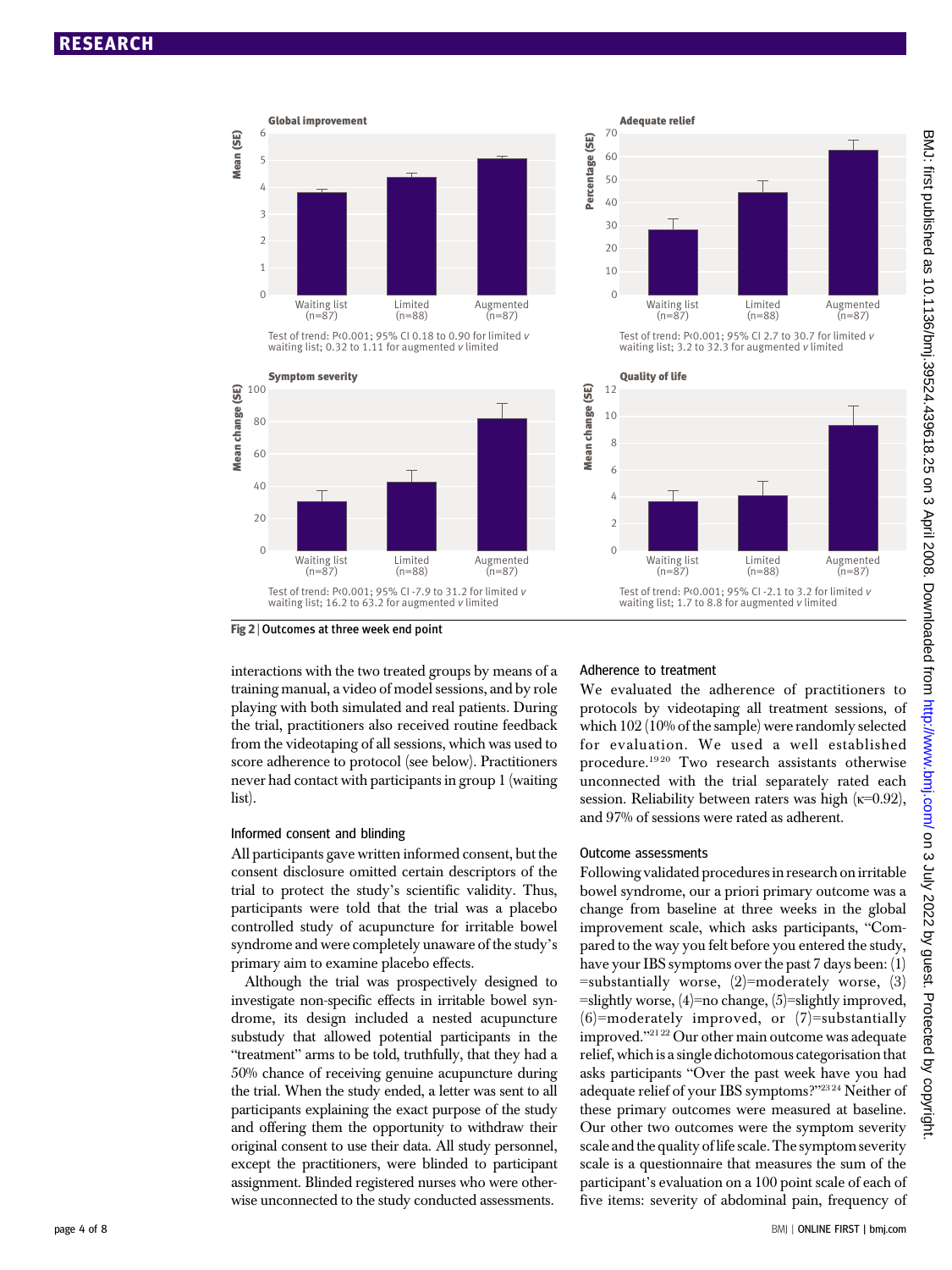Global improvement

Test of trend: P<0.001; 95% CI 0.18 to 0.90 for limited *v* waiting list; 0.32 to 1.11 for augmented *v* limited

Adequate relief

Test of trend: P<0.001; 95% CI 2.7 to 30.7 for limited *v* waiting list; 3.2 to 32.3 for augmented *v* limited

Symptom severity

Test of trend: P<0.001; 95% CI -7.9 to 31.2 for limited *v* waiting list; 16.2 to 63.2 for augmented *v* limited

Quality of life

Test of trend: P<0.001; 95% CI -2.1 to 3.2 for limited *v* waiting list; 1.7 to 8.8 for augmented *v* limited

**Fig 2** | Outcomes at three week end point

interactions with the two treated groups by means of a training manual, a video of model sessions, and by role playing with both simulated and real patients. During the trial, practitioners also received routine feedback from the videotaping of all sessions, which was used to score adherence to protocol (see below). Practitioners never had contact with participants in group 1 (waiting list).

### Informed consent and blinding

All participants gave written informed consent, but the consent disclosure omitted certain descriptors of the trial to protect the study's scientific validity. Thus, participants were told that the trial was a placebo controlled study of acupuncture for irritable bowel syndrome and were completely unaware of the study's primary aim to examine placebo effects.

Although the trial was prospectively designed to investigate non-specific effects in irritable bowel syndrome, its design included a nested acupuncture substudy that allowed potential participants in the "treatment" arms to be told, truthfully, that they had a 50% chance of receiving genuine acupuncture during the trial. When the study ended, a letter was sent to all participants explaining the exact purpose of the study and offering them the opportunity to withdraw their original consent to use their data. All study personnel, except the practitioners, were blinded to participant assignment. Blinded registered nurses who were otherwise unconnected to the study conducted assessments.

### Adherence to treatment

We evaluated the adherence of practitioners to protocols by videotaping all treatment sessions, of which 102 (10% of the sample) were randomly selected for evaluation. We used a well established procedure.[19 20] Two research assistants otherwise unconnected with the trial separately rated each session. Reliability between raters was high ($\kappa$=0.92), and 97% of sessions were rated as adherent.

### Outcome assessments

Following validated procedures in research on irritable bowel syndrome, our a priori primary outcome was a change from baseline at three weeks in the global improvement scale, which asks participants, "Compared to the way you felt before you entered the study, have your IBS symptoms over the past 7 days been: (1) =substantially worse, (2)=moderately worse, (3) =slightly worse, (4)=no change, (5)=slightly improved, (6)=moderately improved, or (7)=substantially improved."[21 22] Our other main outcome was adequate relief, which is a single dichotomous categorisation that asks participants "Over the past week have you had adequate relief of your IBS symptoms?"[23 24] Neither of these primary outcomes were measured at baseline. Our other two outcomes were the symptom severity scale and the quality of life scale. The symptom severity scale is a questionnaire that measures the sum of the participant's evaluation on a 100 point scale of each of five items: severity of abdominal pain, frequency of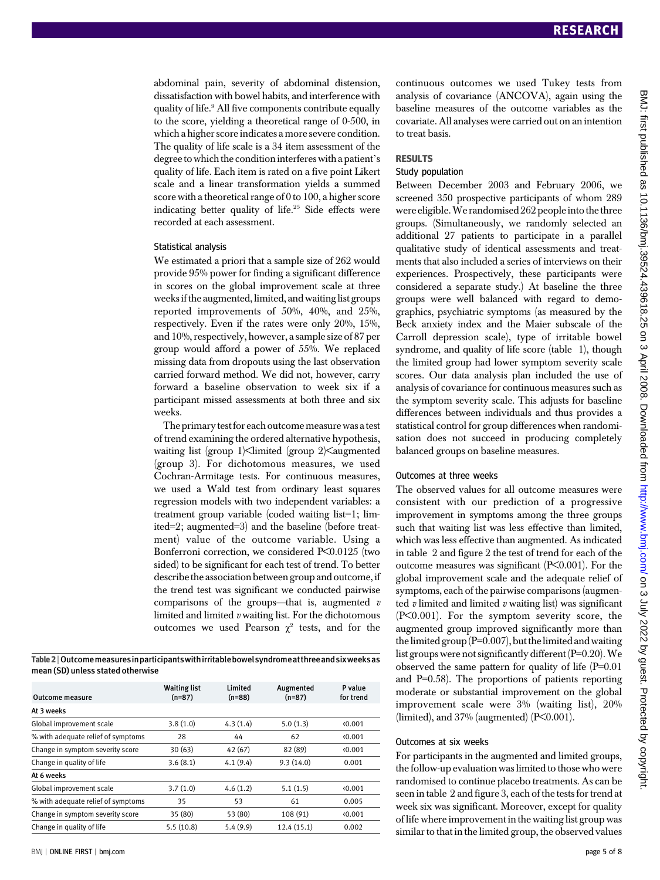abdominal pain, severity of abdominal distension, dissatisfaction with bowel habits, and interference with quality of life.[9] All five components contribute equally to the score, yielding a theoretical range of 0-500, in which a higher score indicates a more severe condition. The quality of life scale is a 34 item assessment of the degree to which the condition interferes with a patient's quality of life. Each item is rated on a five point Likert scale and a linear transformation yields a summed score with a theoretical range of 0 to 100, a higher score indicating better quality of life.[25] Side effects were recorded at each assessment.

### Statistical analysis

We estimated a priori that a sample size of 262 would provide 95% power for finding a significant difference in scores on the global improvement scale at three weeks if the augmented, limited, and waiting list groups reported improvements of 50%, 40%, and 25%, respectively. Even if the rates were only 20%, 15%, and 10%, respectively, however, a sample size of 87 per group would afford a power of 55%. We replaced missing data from dropouts using the last observation carried forward method. We did not, however, carry forward a baseline observation to week six if a participant missed assessments at both three and six weeks.

The primary test for each outcome measure was a test of trend examining the ordered alternative hypothesis, waiting list (group 1)<limited (group 2)<augmented (group 3). For dichotomous measures, we used Cochran-Armitage tests. For continuous measures, we used a Wald test from ordinary least squares regression models with two independent variables: a treatment group variable (coded waiting list=1; limited=2; augmented=3) and the baseline (before treatment) value of the outcome variable. Using a Bonferroni correction, we considered P<0.0125 (two sided) to be significant for each test of trend. To better describe the association between group and outcome, if the trend test was significant we conducted pairwise comparisons of the groups—that is, augmented *v* limited and limited *v* waiting list. For the dichotomous outcomes we used Pearson $\chi^2$ tests, and for the continuous outcomes we used Tukey tests from analysis of covariance (ANCOVA), again using the baseline measures of the outcome variables as the covariate. All analyses were carried out on an intention to treat basis.

**Table 2** | Outcome measures in participants with irritable bowel syndrome at three and six weeks as mean (SD) unless stated otherwise

| Outcome measure | Waiting list (n=87) | Limited (n=88) | Augmented (n=87) | P value for trend |
|---|---|---|---|---|
| **At 3 weeks** | | | | |
| Global improvement scale | 3.8 (1.0) | 4.3 (1.4) | 5.0 (1.3) | <0.001 |
| % with adequate relief of symptoms | 28 | 44 | 62 | <0.001 |
| Change in symptom severity score | 30 (63) | 42 (67) | 82 (89) | <0.001 |
| Change in quality of life | 3.6 (8.1) | 4.1 (9.4) | 9.3 (14.0) | 0.001 |
| **At 6 weeks** | | | | |
| Global improvement scale | 3.7 (1.0) | 4.6 (1.2) | 5.1 (1.5) | <0.001 |
| % with adequate relief of symptoms | 35 | 53 | 61 | 0.005 |
| Change in symptom severity score | 35 (80) | 53 (80) | 108 (91) | <0.001 |
| Change in quality of life | 5.5 (10.8) | 5.4 (9.9) | 12.4 (15.1) | 0.002 |

## RESULTS

### Study population

Between December 2003 and February 2006, we screened 350 prospective participants of whom 289 were eligible. We randomised 262 people into the three groups. (Simultaneously, we randomly selected an additional 27 patients to participate in a parallel qualitative study of identical assessments and treatments that also included a series of interviews on their experiences. Prospectively, these participants were considered a separate study.) At baseline the three groups were well balanced with regard to demographics, psychiatric symptoms (as measured by the Beck anxiety index and the Maier subscale of the Carroll depression scale), type of irritable bowel syndrome, and quality of life score (table 1), though the limited group had lower symptom severity scale scores. Our data analysis plan included the use of analysis of covariance for continuous measures such as the symptom severity scale. This adjusts for baseline differences between individuals and thus provides a statistical control for group differences when randomisation does not succeed in producing completely balanced groups on baseline measures.

### Outcomes at three weeks

The observed values for all outcome measures were consistent with our prediction of a progressive improvement in symptoms among the three groups such that waiting list was less effective than limited, which was less effective than augmented. As indicated in table 2 and figure 2 the test of trend for each of the outcome measures was significant (P<0.001). For the global improvement scale and the adequate relief of symptoms, each of the pairwise comparisons (augmented *v* limited and limited *v* waiting list) was significant (P<0.001). For the symptom severity score, the augmented group improved significantly more than the limited group (P=0.007), but the limited and waiting list groups were not significantly different (P=0.20). We observed the same pattern for quality of life (P=0.01 and P=0.58). The proportions of patients reporting moderate or substantial improvement on the global improvement scale were 3% (waiting list), 20% (limited), and 37% (augmented) (P<0.001).

### Outcomes at six weeks

For participants in the augmented and limited groups, the follow-up evaluation was limited to those who were randomised to continue placebo treatments. As can be seen in table 2 and figure 3, each of the tests for trend at week six was significant. Moreover, except for quality of life where improvement in the waiting list group was similar to that in the limited group, the observed values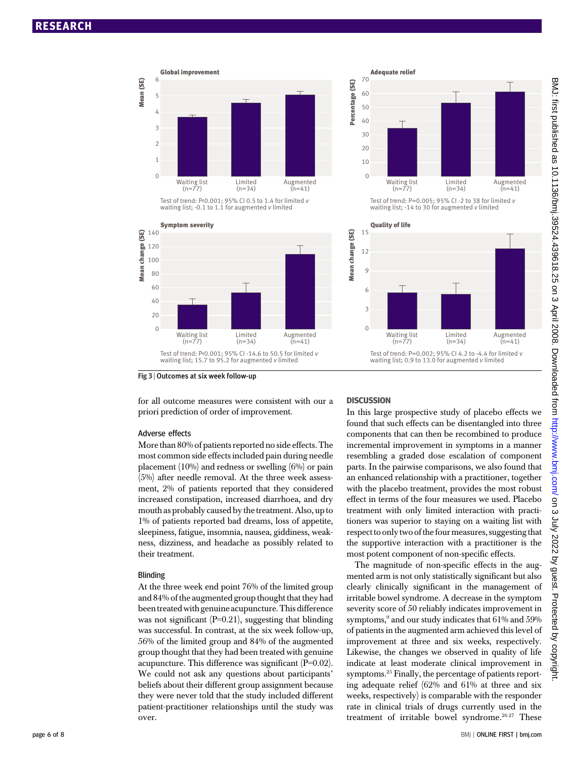Global improvement

Test of trend: P<0.001; 95% CI 0.5 to 1.4 for limited *v* waiting list; -0.1 to 1.1 for augmented *v* limited

Adequate relief

Test of trend: P=0.005; 95% CI -2 to 38 for limited *v* waiting list; -14 to 30 for augmented *v* limited

Symptom severity

Test of trend: P<0.001; 95% CI -14.6 to 50.5 for limited *v* waiting list; 15.7 to 95.2 for augmented *v* limited

Quality of life

Test of trend: P=0.002; 95% CI 4.2 to -4.4 for limited *v* waiting list; 0.9 to 13.0 for augmented *v* limited

**Fig 3 | Outcomes at six week follow-up**

for all outcome measures were consistent with our a priori prediction of order of improvement.

### Adverse effects

More than 80% of patients reported no side effects. The most common side effects included pain during needle placement (10%) and redness or swelling (6%) or pain (5%) after needle removal. At the three week assessment, 2% of patients reported that they considered increased constipation, increased diarrhoea, and dry mouth as probably caused by the treatment. Also, up to 1% of patients reported bad dreams, loss of appetite, sleepiness, fatigue, insomnia, nausea, giddiness, weakness, dizziness, and headache as possibly related to their treatment.

### Blinding

At the three week end point 76% of the limited group and 84% of the augmented group thought that they had been treated with genuine acupuncture. This difference was not significant (P=0.21), suggesting that blinding was successful. In contrast, at the six week follow-up, 56% of the limited group and 84% of the augmented group thought that they had been treated with genuine acupuncture. This difference was significant (P=0.02). We could not ask any questions about participants' beliefs about their different group assignment because they were never told that the study included different patient-practitioner relationships until the study was over.

## DISCUSSION

In this large prospective study of placebo effects we found that such effects can be disentangled into three components that can then be recombined to produce incremental improvement in symptoms in a manner resembling a graded dose escalation of component parts. In the pairwise comparisons, we also found that an enhanced relationship with a practitioner, together with the placebo treatment, provides the most robust effect in terms of the four measures we used. Placebo treatment with only limited interaction with practitioners was superior to staying on a waiting list with respect to only two of the four measures, suggesting that the supportive interaction with a practitioner is the most potent component of non-specific effects.

The magnitude of non-specific effects in the augmented arm is not only statistically significant but also clearly clinically significant in the management of irritable bowel syndrome. A decrease in the symptom severity score of 50 reliably indicates improvement in symptoms,[9] and our study indicates that 61% and 59% of patients in the augmented arm achieved this level of improvement at three and six weeks, respectively. Likewise, the changes we observed in quality of life indicate at least moderate clinical improvement in symptoms.[25] Finally, the percentage of patients reporting adequate relief (62% and 61% at three and six weeks, respectively) is comparable with the responder rate in clinical trials of drugs currently used in the treatment of irritable bowel syndrome.[26,27] These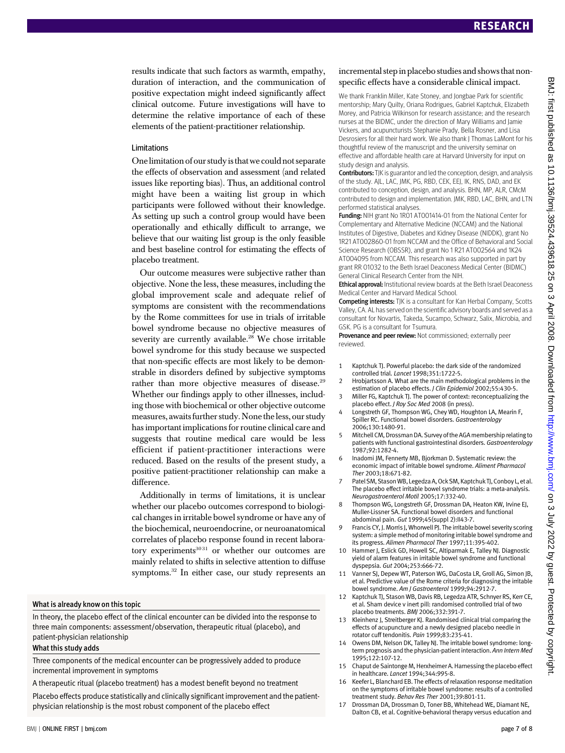results indicate that such factors as warmth, empathy, duration of interaction, and the communication of positive expectation might indeed significantly affect clinical outcome. Future investigations will have to determine the relative importance of each of these elements of the patient-practitioner relationship.

### Limitations

One limitation of our study is that we could not separate the effects of observation and assessment (and related issues like reporting bias). Thus, an additional control might have been a waiting list group in which participants were followed without their knowledge. As setting up such a control group would have been operationally and ethically difficult to arrange, we believe that our waiting list group is the only feasible and best baseline control for estimating the effects of placebo treatment.

Our outcome measures were subjective rather than objective. None the less, these measures, including the global improvement scale and adequate relief of symptoms are consistent with the recommendations by the Rome committees for use in trials of irritable bowel syndrome because no objective measures of severity are currently available.[28] We chose irritable bowel syndrome for this study because we suspected that non-specific effects are most likely to be demonstrable in disorders defined by subjective symptoms rather than more objective measures of disease.[29] Whether our findings apply to other illnesses, including those with biochemical or other objective outcome measures, awaits further study. None the less, our study has important implications for routine clinical care and suggests that routine medical care would be less efficient if patient-practitioner interactions were reduced. Based on the results of the present study, a positive patient-practitioner relationship can make a difference.

Additionally in terms of limitations, it is unclear whether our placebo outcomes correspond to biological changes in irritable bowel syndrome or have any of the biochemical, neuroendocrine, or neuroanatomical correlates of placebo response found in recent laboratory experiments[30,31] or whether our outcomes are mainly related to shifts in selective attention to diffuse symptoms.[32] In either case, our study represents an incremental step in placebo studies and shows that non-specific effects have a considerable clinical impact.

We thank Franklin Miller, Kate Stoney, and Jongbae Park for scientific mentorship; Mary Quilty, Oriana Rodrigues, Gabriel Kaptchuk, Elizabeth Morey, and Patricia Wilkinson for research assistance; and the research nurses at the BIDMC, under the direction of Mary Williams and Jamie Vickers, and acupuncturists Stephanie Prady, Bella Rosner, and Lisa Desrosiers for all their hard work. We also thank J Thomas LaMont for his thoughtful review of the manuscript and the university seminar on effective and affordable health care at Harvard University for input on study design and analysis.

**Contributors:** TJK is guarantor and led the conception, design, and analysis of the study. AJL, LAC, JMK, PG, RBD, CEK, EEJ, IK, RNS, DAD, and EK contributed to conception, design, and analysis. BHN, MP, ALR, CMcM contributed to design and implementation. JMK, RBD, LAC, BHN, and LTN performed statistical analyses.

**Funding:** NIH grant No 1R01 AT001414-01 from the National Center for Complementary and Alternative Medicine (NCCAM) and the National Institutes of Digestive, Diabetes and Kidney Disease (NIDDK), grant No 1R21 AT002860-01 from NCCAM and the Office of Behavioral and Social Science Research (OBSSR), and grant No 1 R21 AT002564 and 1K24 AT004095 from NCCAM. This research was also supported in part by grant RR 01032 to the Beth Israel Deaconess Medical Center (BIDMC) General Clinical Research Center from the NIH.

**Ethical approval:** Institutional review boards at the Beth Israel Deaconess Medical Center and Harvard Medical School.

**Competing interests:** TJK is a consultant for Kan Herbal Company, Scotts Valley, CA. AL has served on the scientific advisory boards and served as a consultant for Novartis, Takeda, Sucampo, Schwarz, Salix, Microbia, and GSK. PG is a consultant for Tsumura.

**Provenance and peer review:** Not commissioned; externally peer reviewed.

**What is already know on this topic**

In theory, the placebo effect of the clinical encounter can be divided into the response to three main components: assessment/observation, therapeutic ritual (placebo), and patient-physician relationship

**What this study adds**

Three components of the medical encounter can be progressively added to produce incremental improvement in symptoms

A therapeutic ritual (placebo treatment) has a modest benefit beyond no treatment

Placebo effects produce statistically and clinically significant improvement and the patient-physician relationship is the most robust component of the placebo effect

1. Kaptchuk TJ. Powerful placebo: the dark side of the randomized controlled trial. *Lancet* 1998;351:1722-5.
2. Hrobjartsson A. What are the main methodological problems in the estimation of placebo effects. *J Clin Epidemiol* 2002;55:430-5.
3. Miller FG, Kaptchuk TJ. The power of context: reconceptualizing the placebo effect. *J Roy Soc Med* 2008 (in press).
4. Longstreth GF, Thompson WG, Chey WD, Houghton LA, Mearin F, Spiller RC. Functional bowel disorders. *Gastroenterology* 2006;130:1480-91.
5. Mitchell CM, Drossman DA. Survey of the AGA membership relating to patients with functional gastrointestinal disorders. *Gastroenterology* 1987;92:1282-4.
6. Inadomi JM, Fennerty MB, Bjorkman D. Systematic review: the economic impact of irritable bowel syndrome. *Aliment Pharmacol Ther* 2003;18:671-82.
7. Patel SM, Stason WB, Legedza A, Ock SM, Kaptchuk TJ, Conboy L, et al. The placebo effect irritable bowel syndrome trials: a meta-analysis. *Neurogastroenterol Motil* 2005;17:332-40.
8. Thompson WG, Longstreth GF, Drossman DA, Heaton KW, Irvine EJ, Muller-Lissner SA. Functional bowel disorders and functional abdominal pain. *Gut* 1999;45(suppl 2):II43-7.
9. Francis CY, J. Morris J, Whorwell PJ. The irritable bowel severity scoring system: a simple method of monitoring irritable bowel syndrome and its progress. *Alimen Pharmacol Ther* 1997;11:395-402.
10. Hammer J, Eslick GD, Howell SC, Altiparmak E, Talley NJ. Diagnostic yield of alarm features in irritable bowel syndrome and functional dyspepsia. *Gut* 2004;253:666-72.
11. Vanner SJ, Depew WT, Paterson WG, DaCosta LR, Groll AG, Simon JB, et al. Predictive value of the Rome criteria for diagnosing the irritable bowel syndrome. *Am J Gastroenterol* 1999;94:2912-7.
12. Kaptchuk TJ, Stason WB, Davis RB, Legedza ATR, Schnyer RS, Kerr CE, et al. Sham device v inert pill: randomised controlled trial of two placebo treatments. *BMJ* 2006;332:391-7.
13. Kleinhenz J, Streitberger KJ. Randomised clinical trial comparing the effects of acupuncture and a newly designed placebo needle in rotator cuff tendonitis. *Pain* 1999;83:235-41.
14. Owens DM, Nelson DK, Talley NJ. The irritable bowel syndrome: long-term prognosis and the physician-patient interaction. *Ann Intern Med* 1995;122:107-12.
15. Chaput de Saintonge M, Herxheimer A. Harnessing the placebo effect in healthcare. *Lancet* 1994;344:995-8.
16. Keefer L, Blanchard EB. The effects of relaxation response meditation on the symptoms of irritable bowel syndrome: results of a controlled treatment study. *Behav Res Ther* 2001;39:801-11.
17. Drossman DA, Drossman D, Toner BB, Whitehead WE, Diamant NE, Dalton CB, et al. Cognitive-behavioral therapy versus education and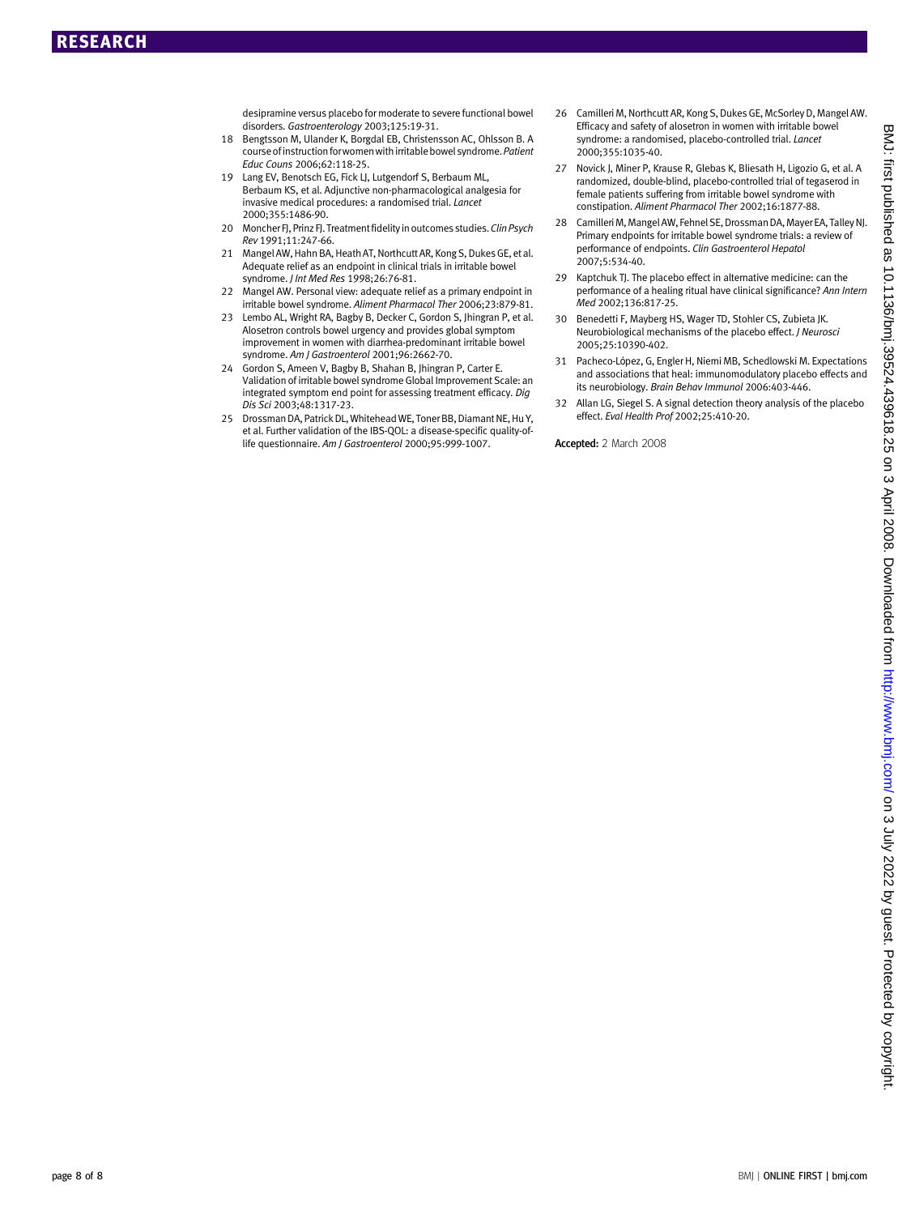desipramine versus placebo for moderate to severe functional bowel disorders. *Gastroenterology* 2003;125:19-31.

18 Bengtsson M, Ulander K, Borgdal EB, Christensson AC, Ohlsson B. A course of instruction for women with irritable bowel syndrome. *Patient Educ Couns* 2006;62:118-25.

19 Lang EV, Benotsch EG, Fick LJ, Lutgendorf S, Berbaum ML, Berbaum KS, et al. Adjunctive non-pharmacological analgesia for invasive medical procedures: a randomised trial. *Lancet* 2000;355:1486-90.

20 Moncher FJ, Prinz FJ. Treatment fidelity in outcomes studies. *Clin Psych Rev* 1991;11:247-66.

21 Mangel AW, Hahn BA, Heath AT, Northcutt AR, Kong S, Dukes GE, et al. Adequate relief as an endpoint in clinical trials in irritable bowel syndrome. *J Int Med Res* 1998;26:76-81.

22 Mangel AW. Personal view: adequate relief as a primary endpoint in irritable bowel syndrome. *Aliment Pharmacol Ther* 2006;23:879-81.

23 Lembo AL, Wright RA, Bagby B, Decker C, Gordon S, Jhingran P, et al. Alosetron controls bowel urgency and provides global symptom improvement in women with diarrhea-predominant irritable bowel syndrome. *Am J Gastroenterol* 2001;96:2662-70.

24 Gordon S, Ameen V, Bagby B, Shahan B, Jhingran P, Carter E. Validation of irritable bowel syndrome Global Improvement Scale: an integrated symptom end point for assessing treatment efficacy. *Dig Dis Sci* 2003;48:1317-23.

25 Drossman DA, Patrick DL, Whitehead WE, Toner BB, Diamant NE, Hu Y, et al. Further validation of the IBS-QOL: a disease-specific quality-of-life questionnaire. *Am J Gastroenterol* 2000;95:999-1007.

26 Camilleri M, Northcutt AR, Kong S, Dukes GE, McSorley D, Mangel AW. Efficacy and safety of alosetron in women with irritable bowel syndrome: a randomised, placebo-controlled trial. *Lancet* 2000;355:1035-40.

27 Novick J, Miner P, Krause R, Glebas K, Bliesath H, Ligozio G, et al. A randomized, double-blind, placebo-controlled trial of tegaserod in female patients suffering from irritable bowel syndrome with constipation. *Aliment Pharmacol Ther* 2002;16:1877-88.

28 Camilleri M, Mangel AW, Fehnel SE, Drossman DA, Mayer EA, Talley NJ. Primary endpoints for irritable bowel syndrome trials: a review of performance of endpoints. *Clin Gastroenterol Hepatol* 2007;5:534-40.

29 Kaptchuk TJ. The placebo effect in alternative medicine: can the performance of a healing ritual have clinical significance? *Ann Intern Med* 2002;136:817-25.

30 Benedetti F, Mayberg HS, Wager TD, Stohler CS, Zubieta JK. Neurobiological mechanisms of the placebo effect. *J Neurosci* 2005;25:10390-402.

31 Pacheco-López, G, Engler H, Niemi MB, Schedlowski M. Expectations and associations that heal: immunomodulatory placebo effects and its neurobiology. *Brain Behav Immunol* 2006:403-446.

32 Allan LG, Siegel S. A signal detection theory analysis of the placebo effect. *Eval Health Prof* 2002;25:410-20.

**Accepted:** 2 March 2008